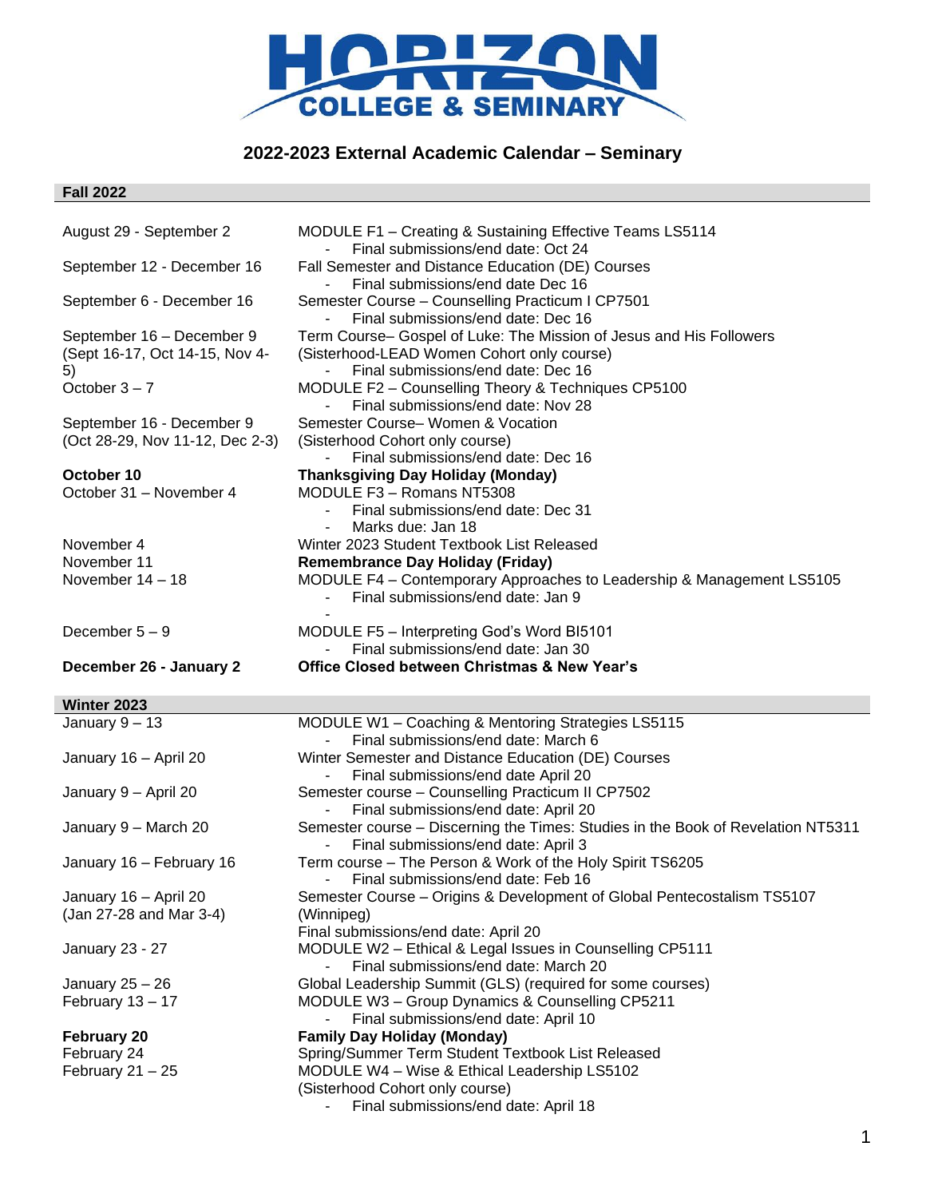# HORIZON COLLEGE & SEMINARY

## 2022-2023 External Academic Calendar – Seminary

### Fall 2022

| Date | Event |
|---|---|
| August 29 - September 2 | MODULE F1 – Creating & Sustaining Effective Teams LS5114<br>- Final submissions/end date: Oct 24 |
| September 12 - December 16 | Fall Semester and Distance Education (DE) Courses<br>- Final submissions/end date Dec 16 |
| September 6 - December 16 | Semester Course – Counselling Practicum I CP7501<br>- Final submissions/end date: Dec 16 |
| September 16 – December 9 (Sept 16-17, Oct 14-15, Nov 4-5) | Term Course– Gospel of Luke: The Mission of Jesus and His Followers (Sisterhood-LEAD Women Cohort only course)<br>- Final submissions/end date: Dec 16 |
| October 3 – 7 | MODULE F2 – Counselling Theory & Techniques CP5100<br>- Final submissions/end date: Nov 28 |
| September 16 - December 9 (Oct 28-29, Nov 11-12, Dec 2-3) | Semester Course– Women & Vocation (Sisterhood Cohort only course)<br>- Final submissions/end date: Dec 16 |
| **October 10** | **Thanksgiving Day Holiday (Monday)** |
| October 31 – November 4 | MODULE F3 – Romans NT5308<br>- Final submissions/end date: Dec 31<br>- Marks due: Jan 18 |
| November 4 | Winter 2023 Student Textbook List Released |
| November 11 | **Remembrance Day Holiday (Friday)** |
| November 14 – 18 | MODULE F4 – Contemporary Approaches to Leadership & Management LS5105<br>- Final submissions/end date: Jan 9<br>- |
| December 5 – 9 | MODULE F5 – Interpreting God's Word BI5101<br>- Final submissions/end date: Jan 30 |
| **December 26 - January 2** | **Office Closed between Christmas & New Year's** |

### Winter 2023

| Date | Event |
|---|---|
| January 9 – 13 | MODULE W1 – Coaching & Mentoring Strategies LS5115<br>- Final submissions/end date: March 6 |
| January 16 – April 20 | Winter Semester and Distance Education (DE) Courses<br>- Final submissions/end date April 20 |
| January 9 – April 20 | Semester course – Counselling Practicum II CP7502<br>- Final submissions/end date: April 20 |
| January 9 – March 20 | Semester course – Discerning the Times: Studies in the Book of Revelation NT5311<br>- Final submissions/end date: April 3 |
| January 16 – February 16 | Term course – The Person & Work of the Holy Spirit TS6205<br>- Final submissions/end date: Feb 16 |
| January 16 – April 20 (Jan 27-28 and Mar 3-4) | Semester Course – Origins & Development of Global Pentecostalism TS5107 (Winnipeg)<br>Final submissions/end date: April 20 |
| January 23 - 27 | MODULE W2 – Ethical & Legal Issues in Counselling CP5111<br>- Final submissions/end date: March 20 |
| January 25 – 26 | Global Leadership Summit (GLS) (required for some courses) |
| February 13 – 17 | MODULE W3 – Group Dynamics & Counselling CP5211<br>- Final submissions/end date: April 10 |
| **February 20** | **Family Day Holiday (Monday)** |
| February 24 | Spring/Summer Term Student Textbook List Released |
| February 21 – 25 | MODULE W4 – Wise & Ethical Leadership LS5102 (Sisterhood Cohort only course)<br>- Final submissions/end date: April 18 |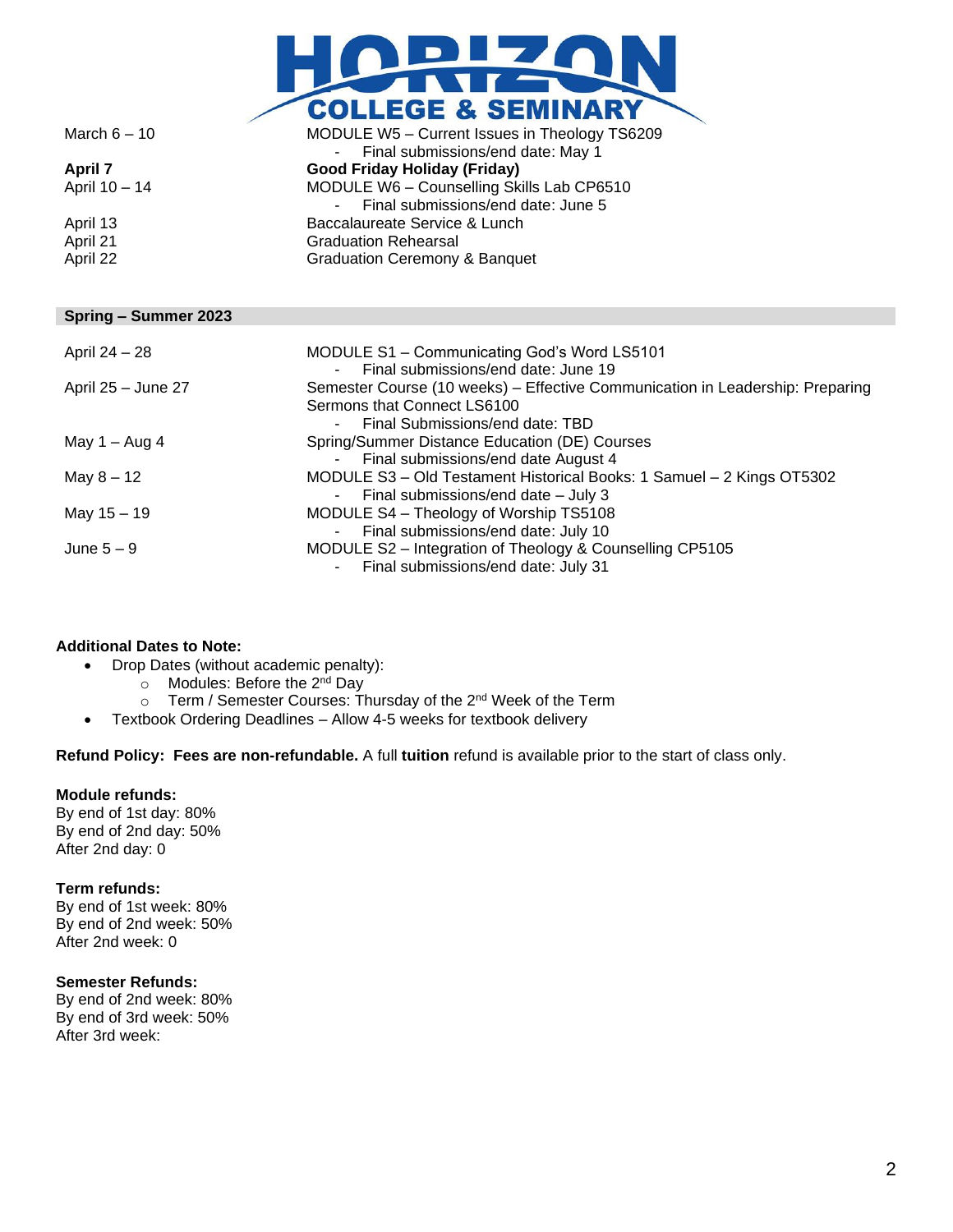# HORIZON COLLEGE & SEMINARY

| | |
|---|---|
| March 6 – 10 | MODULE W5 – Current Issues in Theology TS6209<br>- Final submissions/end date: May 1 |
| **April 7** | **Good Friday Holiday (Friday)** |
| April 10 – 14 | MODULE W6 – Counselling Skills Lab CP6510<br>- Final submissions/end date: June 5 |
| April 13 | Baccalaureate Service & Lunch |
| April 21 | Graduation Rehearsal |
| April 22 | Graduation Ceremony & Banquet |

## Spring – Summer 2023

| | |
|---|---|
| April 24 – 28 | MODULE S1 – Communicating God's Word LS5101<br>- Final submissions/end date: June 19 |
| April 25 – June 27 | Semester Course (10 weeks) – Effective Communication in Leadership: Preparing Sermons that Connect LS6100<br>- Final Submissions/end date: TBD |
| May 1 – Aug 4 | Spring/Summer Distance Education (DE) Courses<br>- Final submissions/end date August 4 |
| May 8 – 12 | MODULE S3 – Old Testament Historical Books: 1 Samuel – 2 Kings OT5302<br>- Final submissions/end date – July 3 |
| May 15 – 19 | MODULE S4 – Theology of Worship TS5108<br>- Final submissions/end date: July 10 |
| June 5 – 9 | MODULE S2 – Integration of Theology & Counselling CP5105<br>- Final submissions/end date: July 31 |

**Additional Dates to Note:**

- Drop Dates (without academic penalty):
  - Modules: Before the 2nd Day
  - Term / Semester Courses: Thursday of the 2nd Week of the Term
- Textbook Ordering Deadlines – Allow 4-5 weeks for textbook delivery

**Refund Policy: Fees are non-refundable.** A full **tuition** refund is available prior to the start of class only.

**Module refunds:**
By end of 1st day: 80%
By end of 2nd day: 50%
After 2nd day: 0

**Term refunds:**
By end of 1st week: 80%
By end of 2nd week: 50%
After 2nd week: 0

**Semester Refunds:**
By end of 2nd week: 80%
By end of 3rd week: 50%
After 3rd week: